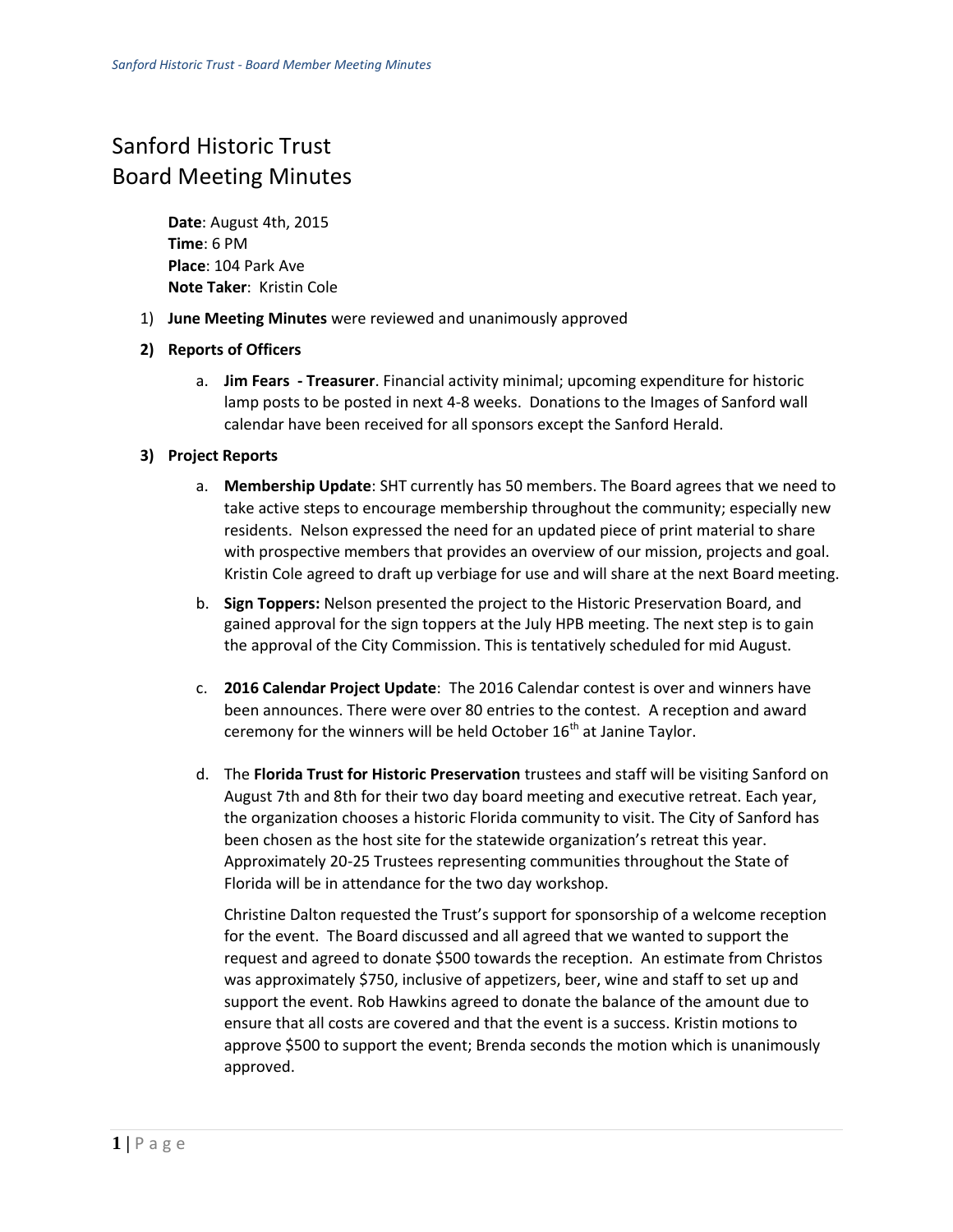# Sanford Historic Trust
# Board Meeting Minutes

**Date**: August 4th, 2015
**Time**: 6 PM
**Place**: 104 Park Ave
**Note Taker**: Kristin Cole

1) **June Meeting Minutes** were reviewed and unanimously approved

2) **Reports of Officers**

   a. **Jim Fears - Treasurer**. Financial activity minimal; upcoming expenditure for historic lamp posts to be posted in next 4-8 weeks. Donations to the Images of Sanford wall calendar have been received for all sponsors except the Sanford Herald.

3) **Project Reports**

   a. **Membership Update**: SHT currently has 50 members. The Board agrees that we need to take active steps to encourage membership throughout the community; especially new residents. Nelson expressed the need for an updated piece of print material to share with prospective members that provides an overview of our mission, projects and goal. Kristin Cole agreed to draft up verbiage for use and will share at the next Board meeting.

   b. **Sign Toppers:** Nelson presented the project to the Historic Preservation Board, and gained approval for the sign toppers at the July HPB meeting. The next step is to gain the approval of the City Commission. This is tentatively scheduled for mid August.

   c. **2016 Calendar Project Update**: The 2016 Calendar contest is over and winners have been announces. There were over 80 entries to the contest. A reception and award ceremony for the winners will be held October 16th at Janine Taylor.

   d. The **Florida Trust for Historic Preservation** trustees and staff will be visiting Sanford on August 7th and 8th for their two day board meeting and executive retreat. Each year, the organization chooses a historic Florida community to visit. The City of Sanford has been chosen as the host site for the statewide organization's retreat this year. Approximately 20-25 Trustees representing communities throughout the State of Florida will be in attendance for the two day workshop.

      Christine Dalton requested the Trust's support for sponsorship of a welcome reception for the event. The Board discussed and all agreed that we wanted to support the request and agreed to donate $500 towards the reception. An estimate from Christos was approximately $750, inclusive of appetizers, beer, wine and staff to set up and support the event. Rob Hawkins agreed to donate the balance of the amount due to ensure that all costs are covered and that the event is a success. Kristin motions to approve $500 to support the event; Brenda seconds the motion which is unanimously approved.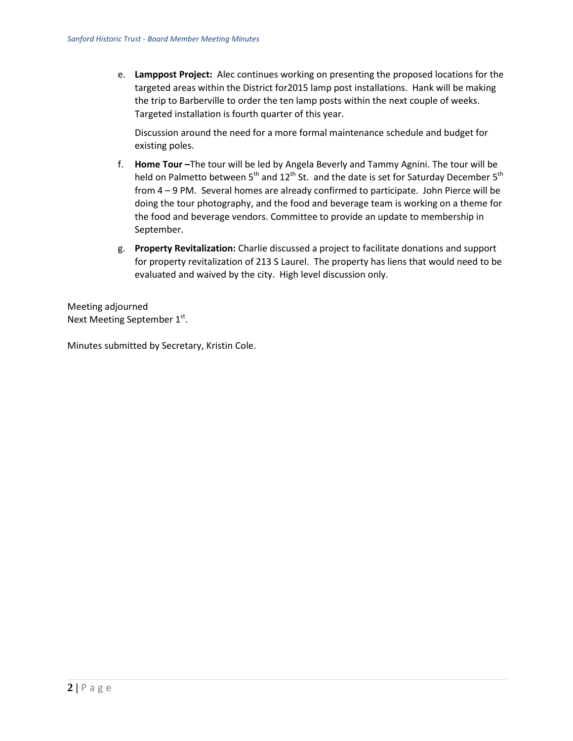e. **Lamppost Project:** Alec continues working on presenting the proposed locations for the targeted areas within the District for2015 lamp post installations. Hank will be making the trip to Barberville to order the ten lamp posts within the next couple of weeks. Targeted installation is fourth quarter of this year.

   Discussion around the need for a more formal maintenance schedule and budget for existing poles.

f. **Home Tour –**The tour will be led by Angela Beverly and Tammy Agnini. The tour will be held on Palmetto between 5th and 12th St. and the date is set for Saturday December 5th from 4 – 9 PM. Several homes are already confirmed to participate. John Pierce will be doing the tour photography, and the food and beverage team is working on a theme for the food and beverage vendors. Committee to provide an update to membership in September.

g. **Property Revitalization:** Charlie discussed a project to facilitate donations and support for property revitalization of 213 S Laurel. The property has liens that would need to be evaluated and waived by the city. High level discussion only.

Meeting adjourned
Next Meeting September 1st.

Minutes submitted by Secretary, Kristin Cole.